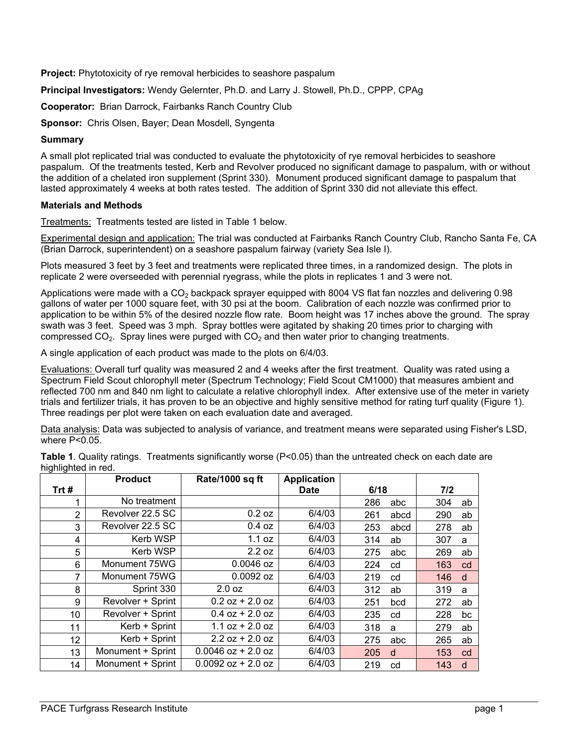**Project:** Phytotoxicity of rye removal herbicides to seashore paspalum

**Principal Investigators:** Wendy Gelernter, Ph.D. and Larry J. Stowell, Ph.D., CPPP, CPAg

**Cooperator:** Brian Darrock, Fairbanks Ranch Country Club

**Sponsor:** Chris Olsen, Bayer; Dean Mosdell, Syngenta

**Summary**

A small plot replicated trial was conducted to evaluate the phytotoxicity of rye removal herbicides to seashore paspalum. Of the treatments tested, Kerb and Revolver produced no significant damage to paspalum, with or without the addition of a chelated iron supplement (Sprint 330). Monument produced significant damage to paspalum that lasted approximately 4 weeks at both rates tested. The addition of Sprint 330 did not alleviate this effect.

**Materials and Methods**

Treatments: Treatments tested are listed in Table 1 below.

Experimental design and application: The trial was conducted at Fairbanks Ranch Country Club, Rancho Santa Fe, CA (Brian Darrock, superintendent) on a seashore paspalum fairway (variety Sea Isle I).

Plots measured 3 feet by 3 feet and treatments were replicated three times, in a randomized design. The plots in replicate 2 were overseeded with perennial ryegrass, while the plots in replicates 1 and 3 were not.

Applications were made with a $CO_2$ backpack sprayer equipped with 8004 VS flat fan nozzles and delivering 0.98 gallons of water per 1000 square feet, with 30 psi at the boom. Calibration of each nozzle was confirmed prior to application to be within 5% of the desired nozzle flow rate. Boom height was 17 inches above the ground. The spray swath was 3 feet. Speed was 3 mph. Spray bottles were agitated by shaking 20 times prior to charging with compressed $CO_2$. Spray lines were purged with $CO_2$ and then water prior to changing treatments.

A single application of each product was made to the plots on 6/4/03.

Evaluations: Overall turf quality was measured 2 and 4 weeks after the first treatment. Quality was rated using a Spectrum Field Scout chlorophyll meter (Spectrum Technology; Field Scout CM1000) that measures ambient and reflected 700 nm and 840 nm light to calculate a relative chlorophyll index. After extensive use of the meter in variety trials and fertilizer trials, it has proven to be an objective and highly sensitive method for rating turf quality (Figure 1). Three readings per plot were taken on each evaluation date and averaged.

Data analysis: Data was subjected to analysis of variance, and treatment means were separated using Fisher's LSD, where $P<0.05$.

**Table 1**. Quality ratings. Treatments significantly worse ($P<0.05$) than the untreated check on each date are highlighted in red.

| Trt # | Product | Rate/1000 sq ft | Application Date | 6/18 | 7/2 |
|---|---|---|---|---|---|
| 1 | No treatment | | | 286 abc | 304 ab |
| 2 | Revolver 22.5 SC | 0.2 oz | 6/4/03 | 261 abcd | 290 ab |
| 3 | Revolver 22.5 SC | 0.4 oz | 6/4/03 | 253 abcd | 278 ab |
| 4 | Kerb WSP | 1.1 oz | 6/4/03 | 314 ab | 307 a |
| 5 | Kerb WSP | 2.2 oz | 6/4/03 | 275 abc | 269 ab |
| 6 | Monument 75WG | 0.0046 oz | 6/4/03 | 224 cd | 163 cd |
| 7 | Monument 75WG | 0.0092 oz | 6/4/03 | 219 cd | 146 d |
| 8 | Sprint 330 | 2.0 oz | 6/4/03 | 312 ab | 319 a |
| 9 | Revolver + Sprint | 0.2 oz + 2.0 oz | 6/4/03 | 251 bcd | 272 ab |
| 10 | Revolver + Sprint | 0.4 oz + 2.0 oz | 6/4/03 | 235 cd | 228 bc |
| 11 | Kerb + Sprint | 1.1 oz + 2.0 oz | 6/4/03 | 318 a | 279 ab |
| 12 | Kerb + Sprint | 2.2 oz + 2.0 oz | 6/4/03 | 275 abc | 265 ab |
| 13 | Monument + Sprint | 0.0046 oz + 2.0 oz | 6/4/03 | 205 d | 153 cd |
| 14 | Monument + Sprint | 0.0092 oz + 2.0 oz | 6/4/03 | 219 cd | 143 d |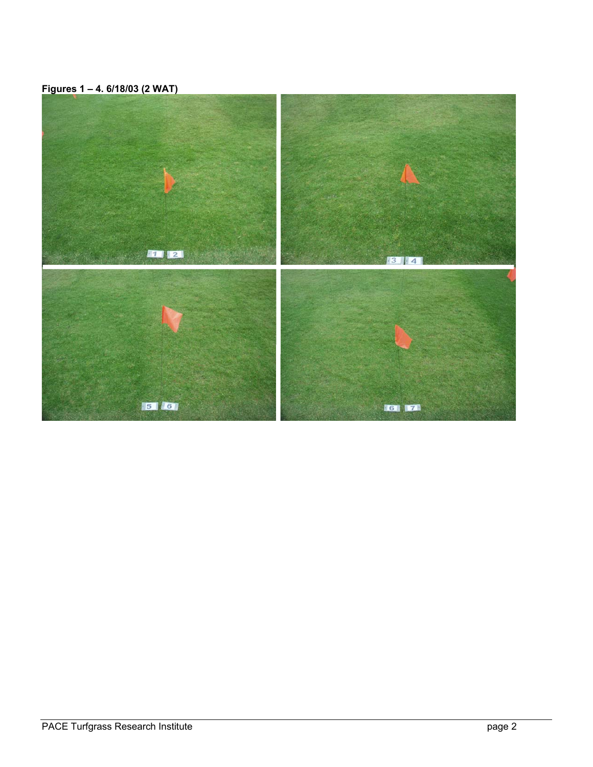**Figures 1 – 4. 6/18/03 (2 WAT)**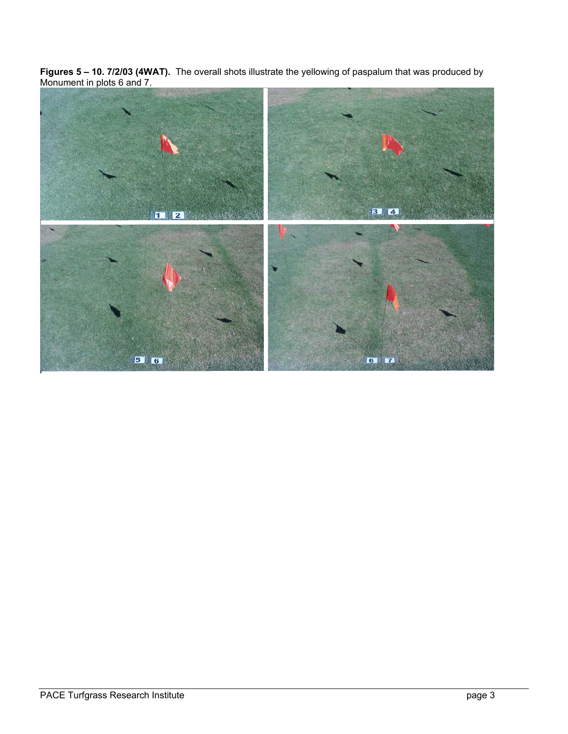**Figures 5 – 10. 7/2/03 (4WAT).** The overall shots illustrate the yellowing of paspalum that was produced by Monument in plots 6 and 7.